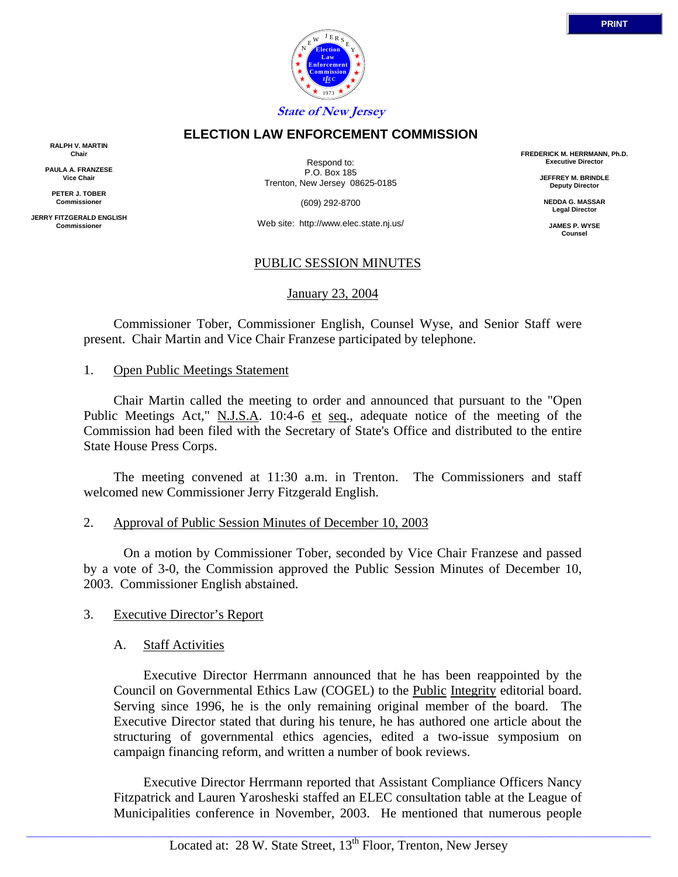State of New Jersey

# ELECTION LAW ENFORCEMENT COMMISSION

**RALPH V. MARTIN**
**Chair**

**PAULA A. FRANZESE**
**Vice Chair**

**PETER J. TOBER**
**Commissioner**

**JERRY FITZGERALD ENGLISH**
**Commissioner**

Respond to:
P.O. Box 185
Trenton, New Jersey 08625-0185

(609) 292-8700

Web site: http://www.elec.state.nj.us/

**FREDERICK M. HERRMANN, Ph.D.**
**Executive Director**

**JEFFREY M. BRINDLE**
**Deputy Director**

**NEDDA G. MASSAR**
**Legal Director**

**JAMES P. WYSE**
**Counsel**

## PUBLIC SESSION MINUTES

January 23, 2004

Commissioner Tober, Commissioner English, Counsel Wyse, and Senior Staff were present. Chair Martin and Vice Chair Franzese participated by telephone.

1. Open Public Meetings Statement

Chair Martin called the meeting to order and announced that pursuant to the "Open Public Meetings Act," N.J.S.A. 10:4-6 et seq., adequate notice of the meeting of the Commission had been filed with the Secretary of State's Office and distributed to the entire State House Press Corps.

The meeting convened at 11:30 a.m. in Trenton. The Commissioners and staff welcomed new Commissioner Jerry Fitzgerald English.

2. Approval of Public Session Minutes of December 10, 2003

On a motion by Commissioner Tober, seconded by Vice Chair Franzese and passed by a vote of 3-0, the Commission approved the Public Session Minutes of December 10, 2003. Commissioner English abstained.

3. Executive Director's Report

A. Staff Activities

Executive Director Herrmann announced that he has been reappointed by the Council on Governmental Ethics Law (COGEL) to the Public Integrity editorial board. Serving since 1996, he is the only remaining original member of the board. The Executive Director stated that during his tenure, he has authored one article about the structuring of governmental ethics agencies, edited a two-issue symposium on campaign financing reform, and written a number of book reviews.

Executive Director Herrmann reported that Assistant Compliance Officers Nancy Fitzpatrick and Lauren Yarosheski staffed an ELEC consultation table at the League of Municipalities conference in November, 2003. He mentioned that numerous people

Located at: 28 W. State Street, 13th Floor, Trenton, New Jersey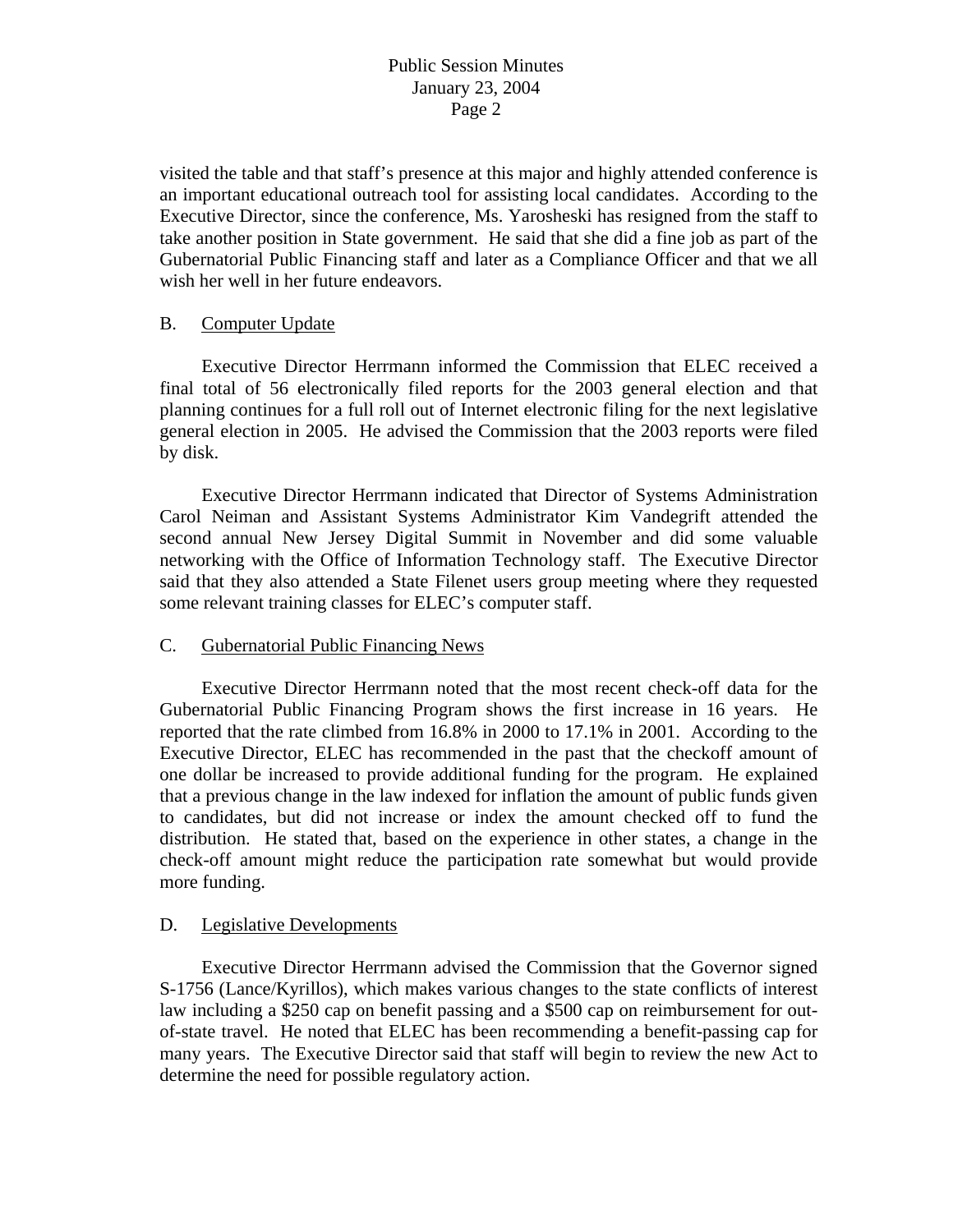visited the table and that staff's presence at this major and highly attended conference is an important educational outreach tool for assisting local candidates. According to the Executive Director, since the conference, Ms. Yarosheski has resigned from the staff to take another position in State government. He said that she did a fine job as part of the Gubernatorial Public Financing staff and later as a Compliance Officer and that we all wish her well in her future endeavors.

B. Computer Update

Executive Director Herrmann informed the Commission that ELEC received a final total of 56 electronically filed reports for the 2003 general election and that planning continues for a full roll out of Internet electronic filing for the next legislative general election in 2005. He advised the Commission that the 2003 reports were filed by disk.

Executive Director Herrmann indicated that Director of Systems Administration Carol Neiman and Assistant Systems Administrator Kim Vandegrift attended the second annual New Jersey Digital Summit in November and did some valuable networking with the Office of Information Technology staff. The Executive Director said that they also attended a State Filenet users group meeting where they requested some relevant training classes for ELEC's computer staff.

C. Gubernatorial Public Financing News

Executive Director Herrmann noted that the most recent check-off data for the Gubernatorial Public Financing Program shows the first increase in 16 years. He reported that the rate climbed from 16.8% in 2000 to 17.1% in 2001. According to the Executive Director, ELEC has recommended in the past that the checkoff amount of one dollar be increased to provide additional funding for the program. He explained that a previous change in the law indexed for inflation the amount of public funds given to candidates, but did not increase or index the amount checked off to fund the distribution. He stated that, based on the experience in other states, a change in the check-off amount might reduce the participation rate somewhat but would provide more funding.

D. Legislative Developments

Executive Director Herrmann advised the Commission that the Governor signed S-1756 (Lance/Kyrillos), which makes various changes to the state conflicts of interest law including a $250 cap on benefit passing and a $500 cap on reimbursement for out-of-state travel. He noted that ELEC has been recommending a benefit-passing cap for many years. The Executive Director said that staff will begin to review the new Act to determine the need for possible regulatory action.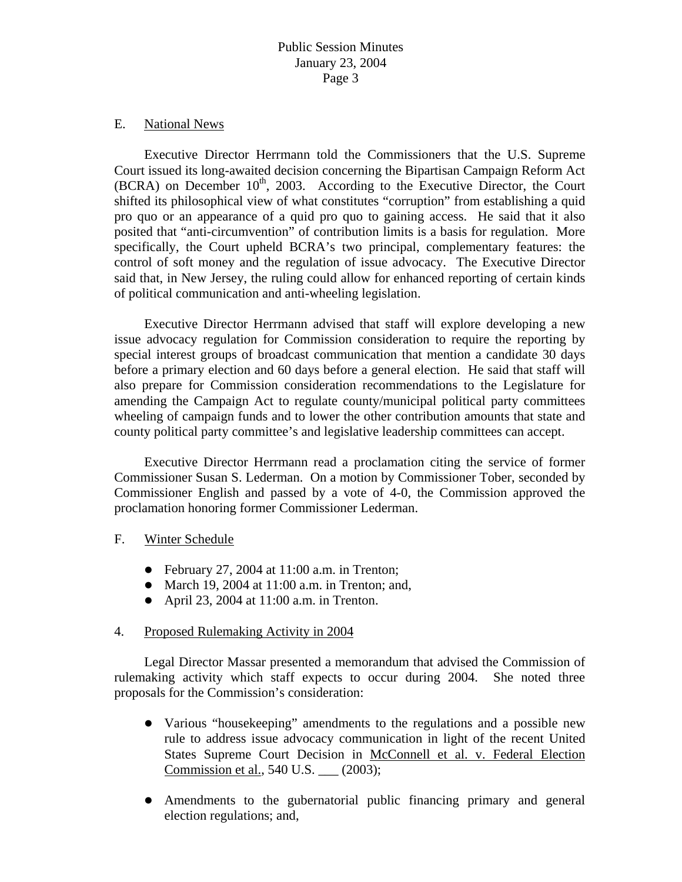E. National News

Executive Director Herrmann told the Commissioners that the U.S. Supreme Court issued its long-awaited decision concerning the Bipartisan Campaign Reform Act (BCRA) on December 10th, 2003. According to the Executive Director, the Court shifted its philosophical view of what constitutes "corruption" from establishing a quid pro quo or an appearance of a quid pro quo to gaining access. He said that it also posited that "anti-circumvention" of contribution limits is a basis for regulation. More specifically, the Court upheld BCRA's two principal, complementary features: the control of soft money and the regulation of issue advocacy. The Executive Director said that, in New Jersey, the ruling could allow for enhanced reporting of certain kinds of political communication and anti-wheeling legislation.

Executive Director Herrmann advised that staff will explore developing a new issue advocacy regulation for Commission consideration to require the reporting by special interest groups of broadcast communication that mention a candidate 30 days before a primary election and 60 days before a general election. He said that staff will also prepare for Commission consideration recommendations to the Legislature for amending the Campaign Act to regulate county/municipal political party committees wheeling of campaign funds and to lower the other contribution amounts that state and county political party committee's and legislative leadership committees can accept.

Executive Director Herrmann read a proclamation citing the service of former Commissioner Susan S. Lederman. On a motion by Commissioner Tober, seconded by Commissioner English and passed by a vote of 4-0, the Commission approved the proclamation honoring former Commissioner Lederman.

F. Winter Schedule

- February 27, 2004 at 11:00 a.m. in Trenton;
- March 19, 2004 at 11:00 a.m. in Trenton; and,
- April 23, 2004 at 11:00 a.m. in Trenton.

4. Proposed Rulemaking Activity in 2004

Legal Director Massar presented a memorandum that advised the Commission of rulemaking activity which staff expects to occur during 2004. She noted three proposals for the Commission's consideration:

- Various "housekeeping" amendments to the regulations and a possible new rule to address issue advocacy communication in light of the recent United States Supreme Court Decision in McConnell et al. v. Federal Election Commission et al., 540 U.S. ___ (2003);

- Amendments to the gubernatorial public financing primary and general election regulations; and,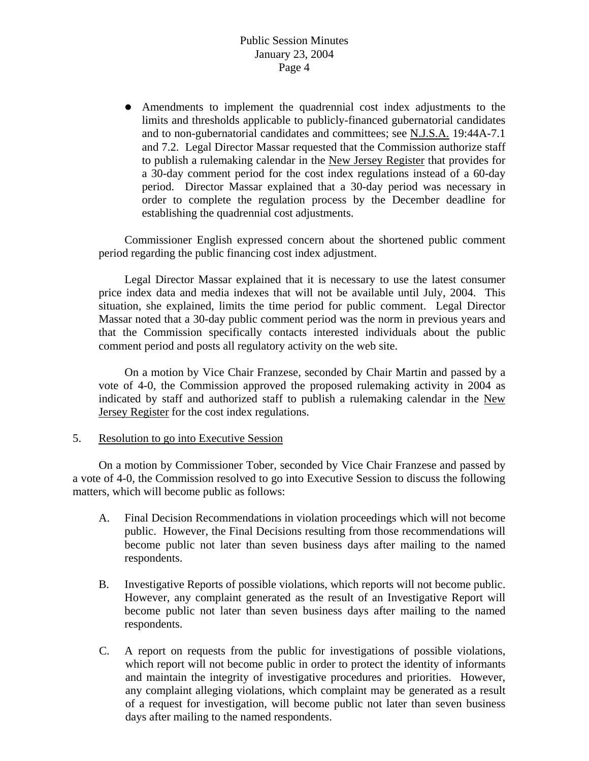- Amendments to implement the quadrennial cost index adjustments to the limits and thresholds applicable to publicly-financed gubernatorial candidates and to non-gubernatorial candidates and committees; see N.J.S.A. 19:44A-7.1 and 7.2. Legal Director Massar requested that the Commission authorize staff to publish a rulemaking calendar in the New Jersey Register that provides for a 30-day comment period for the cost index regulations instead of a 60-day period. Director Massar explained that a 30-day period was necessary in order to complete the regulation process by the December deadline for establishing the quadrennial cost adjustments.

Commissioner English expressed concern about the shortened public comment period regarding the public financing cost index adjustment.

Legal Director Massar explained that it is necessary to use the latest consumer price index data and media indexes that will not be available until July, 2004. This situation, she explained, limits the time period for public comment. Legal Director Massar noted that a 30-day public comment period was the norm in previous years and that the Commission specifically contacts interested individuals about the public comment period and posts all regulatory activity on the web site.

On a motion by Vice Chair Franzese, seconded by Chair Martin and passed by a vote of 4-0, the Commission approved the proposed rulemaking activity in 2004 as indicated by staff and authorized staff to publish a rulemaking calendar in the New Jersey Register for the cost index regulations.

5. Resolution to go into Executive Session

On a motion by Commissioner Tober, seconded by Vice Chair Franzese and passed by a vote of 4-0, the Commission resolved to go into Executive Session to discuss the following matters, which will become public as follows:

A. Final Decision Recommendations in violation proceedings which will not become public. However, the Final Decisions resulting from those recommendations will become public not later than seven business days after mailing to the named respondents.

B. Investigative Reports of possible violations, which reports will not become public. However, any complaint generated as the result of an Investigative Report will become public not later than seven business days after mailing to the named respondents.

C. A report on requests from the public for investigations of possible violations, which report will not become public in order to protect the identity of informants and maintain the integrity of investigative procedures and priorities. However, any complaint alleging violations, which complaint may be generated as a result of a request for investigation, will become public not later than seven business days after mailing to the named respondents.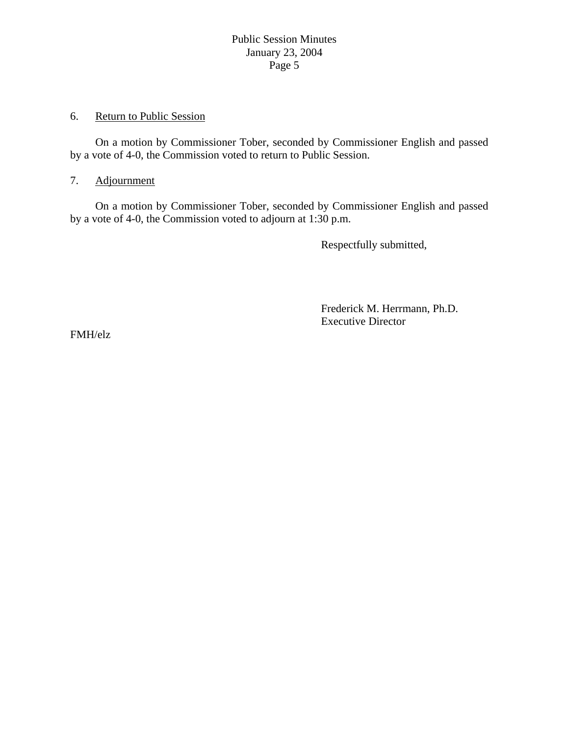6. Return to Public Session

On a motion by Commissioner Tober, seconded by Commissioner English and passed by a vote of 4-0, the Commission voted to return to Public Session.

7. Adjournment

On a motion by Commissioner Tober, seconded by Commissioner English and passed by a vote of 4-0, the Commission voted to adjourn at 1:30 p.m.

Respectfully submitted,

Frederick M. Herrmann, Ph.D.
Executive Director

FMH/elz